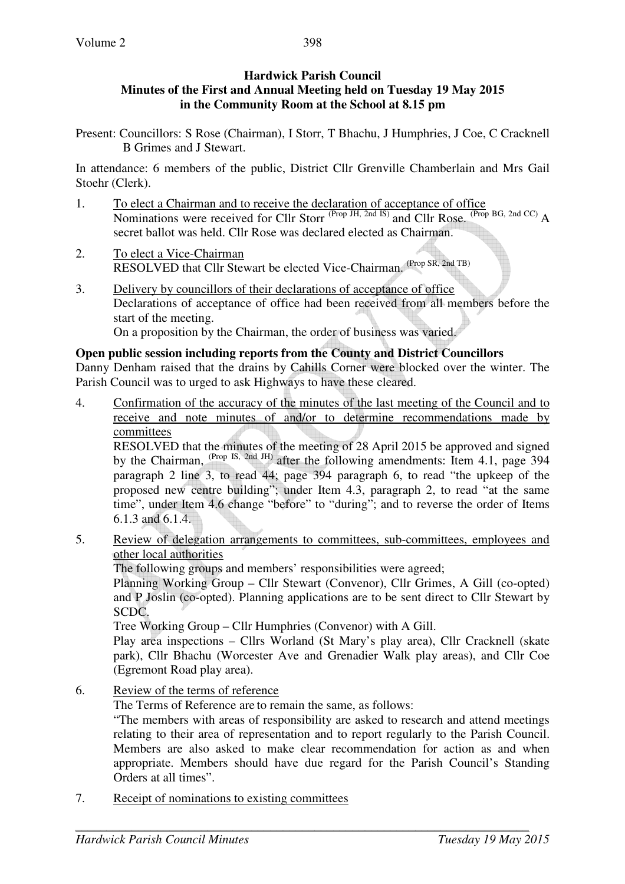**Hardwick Parish Council**
**Minutes of the First and Annual Meeting held on Tuesday 19 May 2015**
**in the Community Room at the School at 8.15 pm**

Present: Councillors: S Rose (Chairman), I Storr, T Bhachu, J Humphries, J Coe, C Cracknell B Grimes and J Stewart.

In attendance: 6 members of the public, District Cllr Grenville Chamberlain and Mrs Gail Stoehr (Clerk).

1. To elect a Chairman and to receive the declaration of acceptance of office
   Nominations were received for Cllr Storr (Prop JH, 2nd IS) and Cllr Rose. (Prop BG, 2nd CC) A secret ballot was held. Cllr Rose was declared elected as Chairman.

2. To elect a Vice-Chairman
   RESOLVED that Cllr Stewart be elected Vice-Chairman. (Prop SR, 2nd TB)

3. Delivery by councillors of their declarations of acceptance of office
   Declarations of acceptance of office had been received from all members before the start of the meeting.
   On a proposition by the Chairman, the order of business was varied.

**Open public session including reports from the County and District Councillors**
Danny Denham raised that the drains by Cahills Corner were blocked over the winter. The Parish Council was to urged to ask Highways to have these cleared.

4. Confirmation of the accuracy of the minutes of the last meeting of the Council and to receive and note minutes of and/or to determine recommendations made by committees
   RESOLVED that the minutes of the meeting of 28 April 2015 be approved and signed by the Chairman, (Prop IS, 2nd JH) after the following amendments: Item 4.1, page 394 paragraph 2 line 3, to read 44; page 394 paragraph 6, to read "the upkeep of the proposed new centre building"; under Item 4.3, paragraph 2, to read "at the same time", under Item 4.6 change "before" to "during"; and to reverse the order of Items 6.1.3 and 6.1.4.

5. Review of delegation arrangements to committees, sub-committees, employees and other local authorities
   The following groups and members' responsibilities were agreed;
   Planning Working Group – Cllr Stewart (Convenor), Cllr Grimes, A Gill (co-opted) and P Joslin (co-opted). Planning applications are to be sent direct to Cllr Stewart by SCDC.
   Tree Working Group – Cllr Humphries (Convenor) with A Gill.
   Play area inspections – Cllrs Worland (St Mary's play area), Cllr Cracknell (skate park), Cllr Bhachu (Worcester Ave and Grenadier Walk play areas), and Cllr Coe (Egremont Road play area).

6. Review of the terms of reference
   The Terms of Reference are to remain the same, as follows:
   "The members with areas of responsibility are asked to research and attend meetings relating to their area of representation and to report regularly to the Parish Council. Members are also asked to make clear recommendation for action as and when appropriate. Members should have due regard for the Parish Council's Standing Orders at all times".

7. Receipt of nominations to existing committees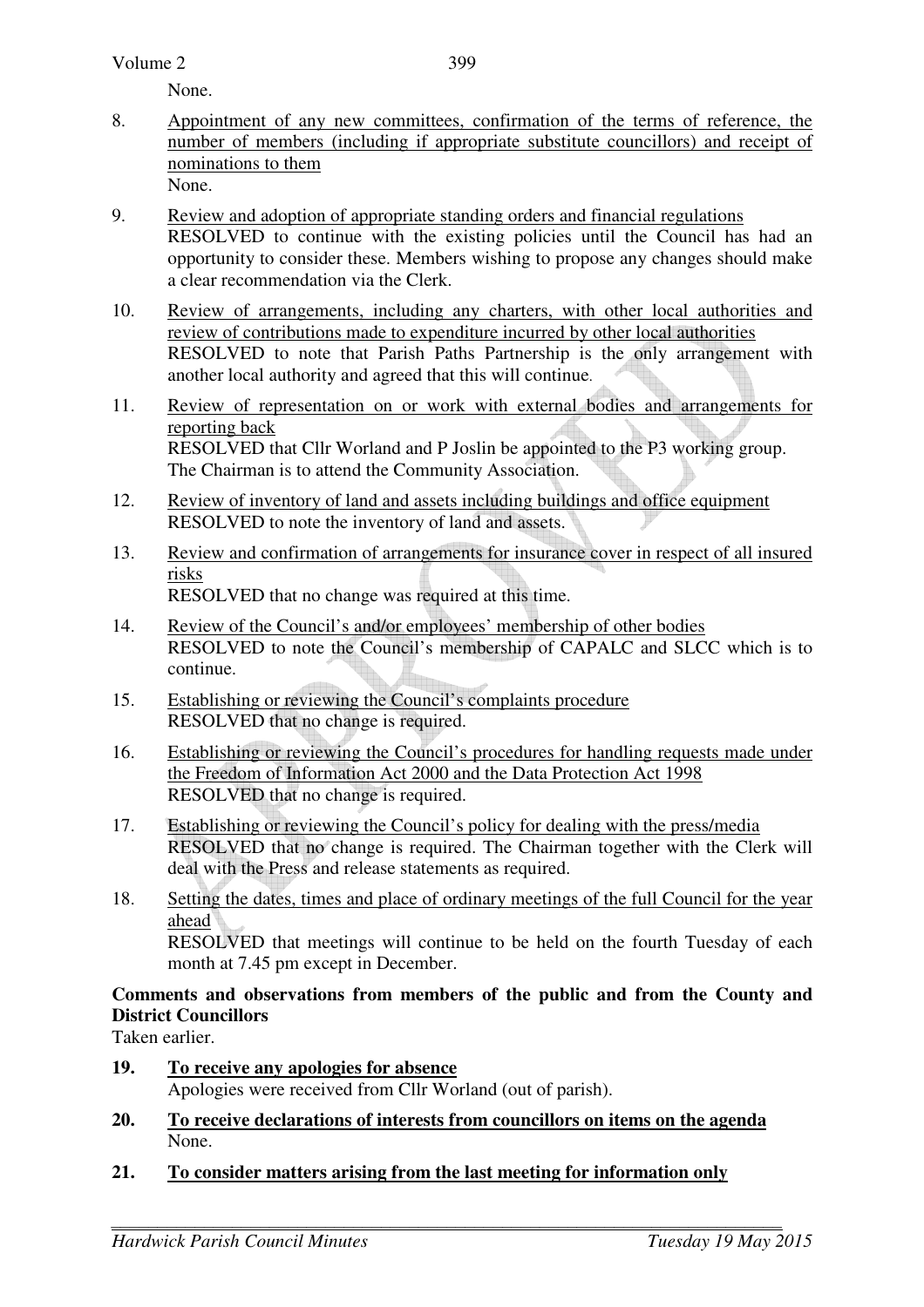None.

8. Appointment of any new committees, confirmation of the terms of reference, the number of members (including if appropriate substitute councillors) and receipt of nominations to them
None.

9. Review and adoption of appropriate standing orders and financial regulations
RESOLVED to continue with the existing policies until the Council has had an opportunity to consider these. Members wishing to propose any changes should make a clear recommendation via the Clerk.

10. Review of arrangements, including any charters, with other local authorities and review of contributions made to expenditure incurred by other local authorities
RESOLVED to note that Parish Paths Partnership is the only arrangement with another local authority and agreed that this will continue.

11. Review of representation on or work with external bodies and arrangements for reporting back
RESOLVED that Cllr Worland and P Joslin be appointed to the P3 working group. The Chairman is to attend the Community Association.

12. Review of inventory of land and assets including buildings and office equipment
RESOLVED to note the inventory of land and assets.

13. Review and confirmation of arrangements for insurance cover in respect of all insured risks
RESOLVED that no change was required at this time.

14. Review of the Council's and/or employees' membership of other bodies
RESOLVED to note the Council's membership of CAPALC and SLCC which is to continue.

15. Establishing or reviewing the Council's complaints procedure
RESOLVED that no change is required.

16. Establishing or reviewing the Council's procedures for handling requests made under the Freedom of Information Act 2000 and the Data Protection Act 1998
RESOLVED that no change is required.

17. Establishing or reviewing the Council's policy for dealing with the press/media
RESOLVED that no change is required. The Chairman together with the Clerk will deal with the Press and release statements as required.

18. Setting the dates, times and place of ordinary meetings of the full Council for the year ahead
RESOLVED that meetings will continue to be held on the fourth Tuesday of each month at 7.45 pm except in December.

**Comments and observations from members of the public and from the County and District Councillors**

Taken earlier.

**19. To receive any apologies for absence**
Apologies were received from Cllr Worland (out of parish).

**20. To receive declarations of interests from councillors on items on the agenda**
None.

**21. To consider matters arising from the last meeting for information only**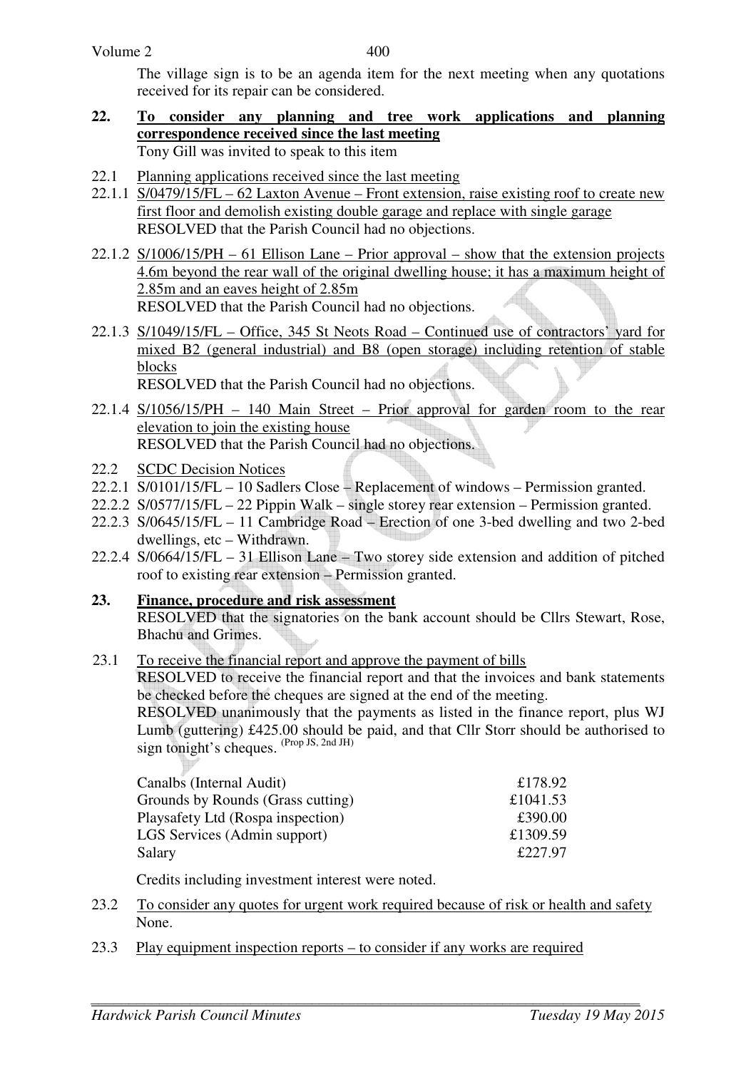The village sign is to be an agenda item for the next meeting when any quotations received for its repair can be considered.

**22. To consider any planning and tree work applications and planning correspondence received since the last meeting**

Tony Gill was invited to speak to this item

22.1 Planning applications received since the last meeting

22.1.1 S/0479/15/FL – 62 Laxton Avenue – Front extension, raise existing roof to create new first floor and demolish existing double garage and replace with single garage
RESOLVED that the Parish Council had no objections.

22.1.2 S/1006/15/PH – 61 Ellison Lane – Prior approval – show that the extension projects 4.6m beyond the rear wall of the original dwelling house; it has a maximum height of 2.85m and an eaves height of 2.85m
RESOLVED that the Parish Council had no objections.

22.1.3 S/1049/15/FL – Office, 345 St Neots Road – Continued use of contractors' yard for mixed B2 (general industrial) and B8 (open storage) including retention of stable blocks
RESOLVED that the Parish Council had no objections.

22.1.4 S/1056/15/PH – 140 Main Street – Prior approval for garden room to the rear elevation to join the existing house
RESOLVED that the Parish Council had no objections.

22.2 SCDC Decision Notices

22.2.1 S/0101/15/FL – 10 Sadlers Close – Replacement of windows – Permission granted.

22.2.2 S/0577/15/FL – 22 Pippin Walk – single storey rear extension – Permission granted.

22.2.3 S/0645/15/FL – 11 Cambridge Road – Erection of one 3-bed dwelling and two 2-bed dwellings, etc – Withdrawn.

22.2.4 S/0664/15/FL – 31 Ellison Lane – Two storey side extension and addition of pitched roof to existing rear extension – Permission granted.

**23. Finance, procedure and risk assessment**

RESOLVED that the signatories on the bank account should be Cllrs Stewart, Rose, Bhachu and Grimes.

23.1 To receive the financial report and approve the payment of bills

RESOLVED to receive the financial report and that the invoices and bank statements be checked before the cheques are signed at the end of the meeting.

RESOLVED unanimously that the payments as listed in the finance report, plus WJ Lumb (guttering) £425.00 should be paid, and that Cllr Storr should be authorised to sign tonight's cheques. (Prop JS, 2nd JH)

| | |
|---|---|
| Canalbs (Internal Audit) | £178.92 |
| Grounds by Rounds (Grass cutting) | £1041.53 |
| Playsafety Ltd (Rospa inspection) | £390.00 |
| LGS Services (Admin support) | £1309.59 |
| Salary | £227.97 |

Credits including investment interest were noted.

23.2 To consider any quotes for urgent work required because of risk or health and safety
None.

23.3 Play equipment inspection reports – to consider if any works are required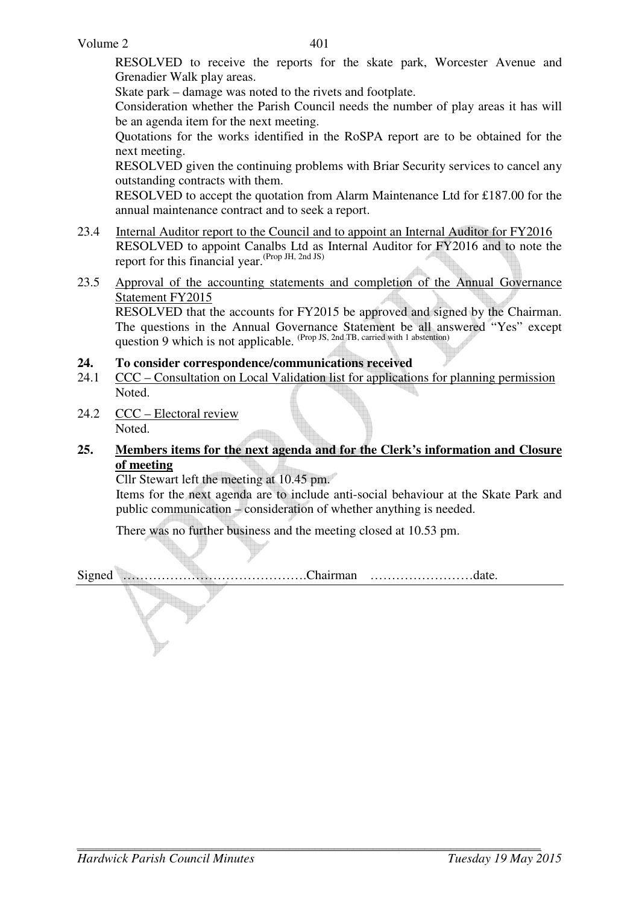RESOLVED to receive the reports for the skate park, Worcester Avenue and Grenadier Walk play areas.

Skate park – damage was noted to the rivets and footplate.

Consideration whether the Parish Council needs the number of play areas it has will be an agenda item for the next meeting.

Quotations for the works identified in the RoSPA report are to be obtained for the next meeting.

RESOLVED given the continuing problems with Briar Security services to cancel any outstanding contracts with them.

RESOLVED to accept the quotation from Alarm Maintenance Ltd for £187.00 for the annual maintenance contract and to seek a report.

23.4 Internal Auditor report to the Council and to appoint an Internal Auditor for FY2016

RESOLVED to appoint Canalbs Ltd as Internal Auditor for FY2016 and to note the report for this financial year. (Prop JH, 2nd JS)

23.5 Approval of the accounting statements and completion of the Annual Governance Statement FY2015

RESOLVED that the accounts for FY2015 be approved and signed by the Chairman. The questions in the Annual Governance Statement be all answered "Yes" except question 9 which is not applicable. (Prop JS, 2nd TB, carried with 1 abstention)

**24. To consider correspondence/communications received**

24.1 CCC – Consultation on Local Validation list for applications for planning permission

Noted.

24.2 CCC – Electoral review

Noted.

**25. Members items for the next agenda and for the Clerk's information and Closure of meeting**

Cllr Stewart left the meeting at 10.45 pm.

Items for the next agenda are to include anti-social behaviour at the Skate Park and public communication – consideration of whether anything is needed.

There was no further business and the meeting closed at 10.53 pm.

Signed ……………………………………Chairman ……………………date.